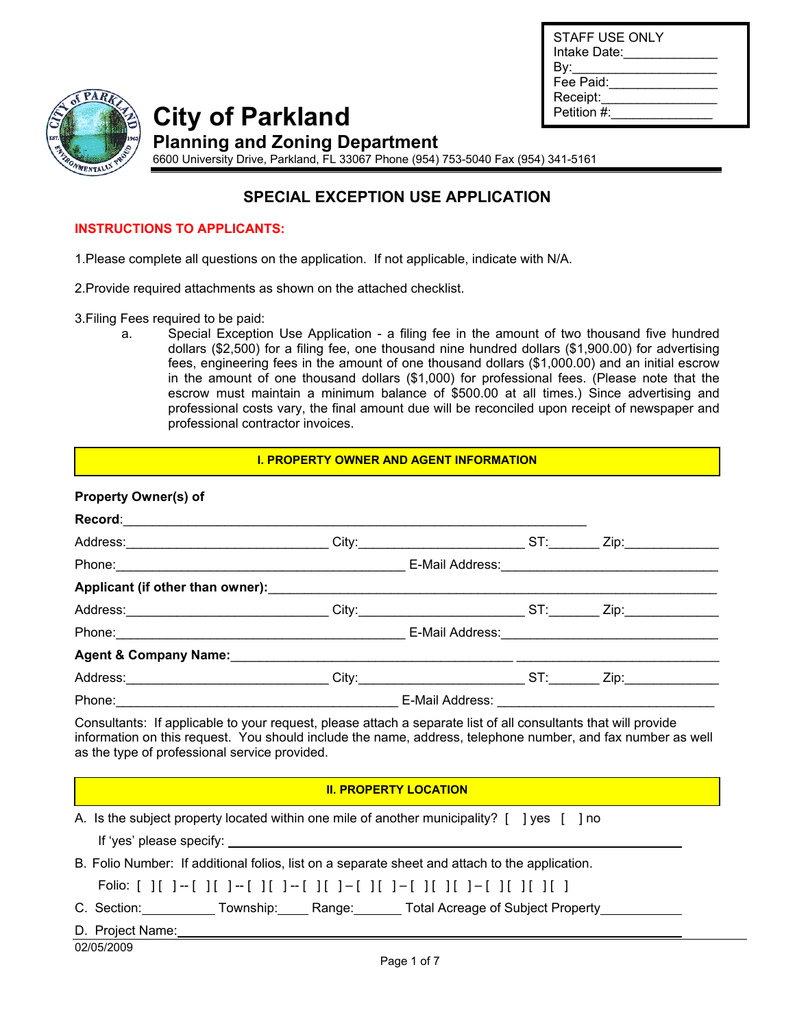STAFF USE ONLY
Intake Date:____________
By:____________________
Fee Paid:_______________
Receipt:_______________
Petition #:_____________

# City of Parkland

## Planning and Zoning Department

6600 University Drive, Parkland, FL 33067 Phone (954) 753-5040 Fax (954) 341-5161

## SPECIAL EXCEPTION USE APPLICATION

**INSTRUCTIONS TO APPLICANTS:**

1.Please complete all questions on the application. If not applicable, indicate with N/A.

2.Provide required attachments as shown on the attached checklist.

3.Filing Fees required to be paid:

a. Special Exception Use Application - a filing fee in the amount of two thousand five hundred dollars ($2,500) for a filing fee, one thousand nine hundred dollars ($1,900.00) for advertising fees, engineering fees in the amount of one thousand dollars ($1,000.00) and an initial escrow in the amount of one thousand dollars ($1,000) for professional fees. (Please note that the escrow must maintain a minimum balance of $500.00 at all times.) Since advertising and professional costs vary, the final amount due will be reconciled upon receipt of newspaper and professional contractor invoices.

### I. PROPERTY OWNER AND AGENT INFORMATION

**Property Owner(s) of Record**:______________________________________________

Address:__________________________ City:______________________ ST:______ Zip:____________

Phone:______________________________________ E-Mail Address:____________________________

**Applicant (if other than owner):**__________________________________________________

Address:__________________________ City:______________________ ST:______ Zip:____________

Phone:______________________________________ E-Mail Address:____________________________

**Agent & Company Name:**____________________________________ __________________________

Address:__________________________ City:______________________ ST:______ Zip:____________

Phone:______________________________________ E-Mail Address: ____________________________

Consultants: If applicable to your request, please attach a separate list of all consultants that will provide information on this request. You should include the name, address, telephone number, and fax number as well as the type of professional service provided.

### II. PROPERTY LOCATION

A. Is the subject property located within one mile of another municipality? [ ] yes [ ] no

If 'yes' please specify: ____________________________________________________________

B. Folio Number: If additional folios, list on a separate sheet and attach to the application.

Folio: [ ][ ]--[ ][ ]--[ ][ ]--[ ][ ]–[ ][ ]–[ ][ ][ ]–[ ][ ][ ][ ]

C. Section:__________ Township:____ Range:______ Total Acreage of Subject Property__________

D. Project Name:____________________________________________________________

02/05/2009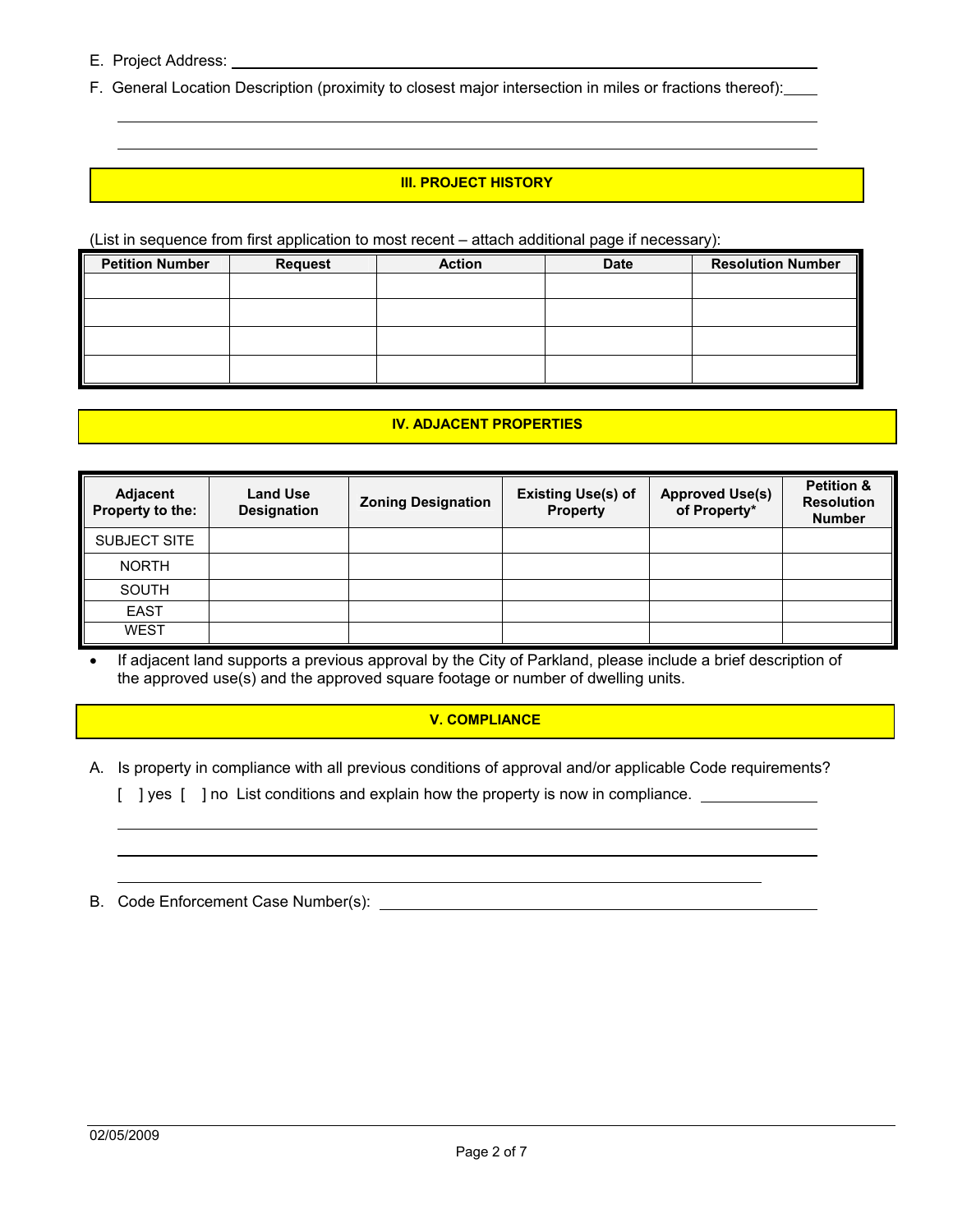E. Project Address: \_\_\_\_\_\_\_\_\_\_\_\_\_\_\_\_\_\_\_\_\_\_\_\_\_\_\_\_\_\_\_\_\_\_\_\_\_\_\_\_

F. General Location Description (proximity to closest major intersection in miles or fractions thereof): \_\_\_\_

\_\_\_\_\_\_\_\_\_\_\_\_\_\_\_\_\_\_\_\_\_\_\_\_\_\_\_\_\_\_\_\_\_\_\_\_\_\_\_\_\_\_\_\_\_\_\_\_\_\_\_\_\_\_\_\_

\_\_\_\_\_\_\_\_\_\_\_\_\_\_\_\_\_\_\_\_\_\_\_\_\_\_\_\_\_\_\_\_\_\_\_\_\_\_\_\_\_\_\_\_\_\_\_\_\_\_\_\_\_\_\_\_

## III. PROJECT HISTORY

(List in sequence from first application to most recent – attach additional page if necessary):

| Petition Number | Request | Action | Date | Resolution Number |
|---|---|---|---|---|
| | | | | |
| | | | | |
| | | | | |
| | | | | |

## IV. ADJACENT PROPERTIES

| Adjacent Property to the: | Land Use Designation | Zoning Designation | Existing Use(s) of Property | Approved Use(s) of Property* | Petition & Resolution Number |
|---|---|---|---|---|---|
| SUBJECT SITE | | | | | |
| NORTH | | | | | |
| SOUTH | | | | | |
| EAST | | | | | |
| WEST | | | | | |

- If adjacent land supports a previous approval by the City of Parkland, please include a brief description of the approved use(s) and the approved square footage or number of dwelling units.

## V. COMPLIANCE

A. Is property in compliance with all previous conditions of approval and/or applicable Code requirements?

[ ] yes [ ] no List conditions and explain how the property is now in compliance. \_\_\_\_\_\_\_\_\_\_\_\_\_\_

\_\_\_\_\_\_\_\_\_\_\_\_\_\_\_\_\_\_\_\_\_\_\_\_\_\_\_\_\_\_\_\_\_\_\_\_\_\_\_\_\_\_\_\_\_\_\_\_\_\_\_\_\_\_\_\_

\_\_\_\_\_\_\_\_\_\_\_\_\_\_\_\_\_\_\_\_\_\_\_\_\_\_\_\_\_\_\_\_\_\_\_\_\_\_\_\_\_\_\_\_\_\_\_\_\_\_\_\_\_\_\_\_

\_\_\_\_\_\_\_\_\_\_\_\_\_\_\_\_\_\_\_\_\_\_\_\_\_\_\_\_\_\_\_\_\_\_\_\_\_\_\_\_\_\_\_\_\_\_\_\_\_\_\_\_\_\_

B. Code Enforcement Case Number(s): \_\_\_\_\_\_\_\_\_\_\_\_\_\_\_\_\_\_\_\_\_\_\_\_\_\_\_\_\_\_\_\_\_\_\_\_

02/05/2009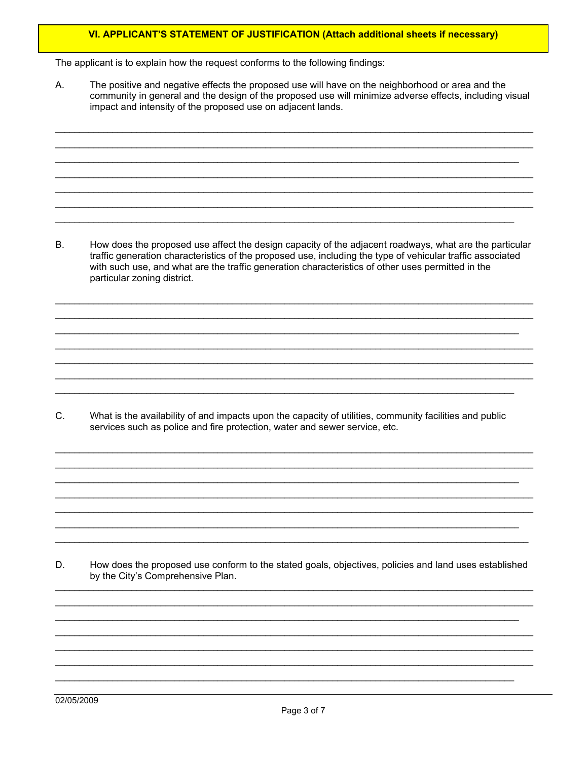## VI. APPLICANT'S STATEMENT OF JUSTIFICATION (Attach additional sheets if necessary)

The applicant is to explain how the request conforms to the following findings:

A. The positive and negative effects the proposed use will have on the neighborhood or area and the community in general and the design of the proposed use will minimize adverse effects, including visual impact and intensity of the proposed use on adjacent lands.

_______________________________________________________________________________

_______________________________________________________________________________

_______________________________________________________________________________

_______________________________________________________________________________

_______________________________________________________________________________

_______________________________________________________________________________

_______________________________________________________________________________

B. How does the proposed use affect the design capacity of the adjacent roadways, what are the particular traffic generation characteristics of the proposed use, including the type of vehicular traffic associated with such use, and what are the traffic generation characteristics of other uses permitted in the particular zoning district.

_______________________________________________________________________________

_______________________________________________________________________________

_______________________________________________________________________________

_______________________________________________________________________________

_______________________________________________________________________________

_______________________________________________________________________________

_______________________________________________________________________________

C. What is the availability of and impacts upon the capacity of utilities, community facilities and public services such as police and fire protection, water and sewer service, etc.

_______________________________________________________________________________

_______________________________________________________________________________

_______________________________________________________________________________

_______________________________________________________________________________

_______________________________________________________________________________

_______________________________________________________________________________

_______________________________________________________________________________

D. How does the proposed use conform to the stated goals, objectives, policies and land uses established by the City's Comprehensive Plan.

_______________________________________________________________________________

_______________________________________________________________________________

_______________________________________________________________________________

_______________________________________________________________________________

_______________________________________________________________________________

_______________________________________________________________________________

_______________________________________________________________________________

02/05/2009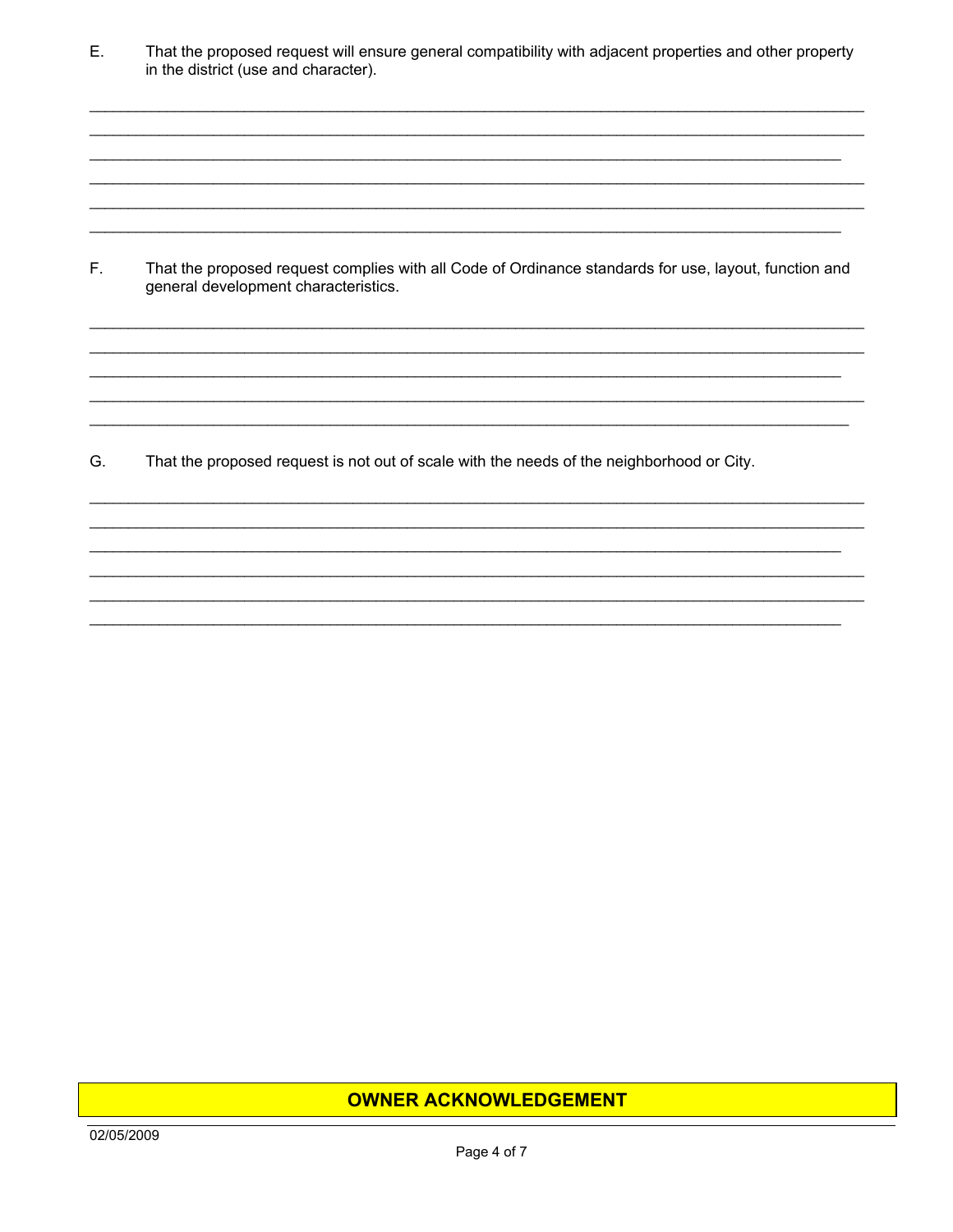E. That the proposed request will ensure general compatibility with adjacent properties and other property in the district (use and character).

______________________________________________________________________________________
______________________________________________________________________________________
______________________________________________________________________________________
______________________________________________________________________________________
______________________________________________________________________________________
______________________________________________________________________________________

F. That the proposed request complies with all Code of Ordinance standards for use, layout, function and general development characteristics.

______________________________________________________________________________________
______________________________________________________________________________________
______________________________________________________________________________________
______________________________________________________________________________________
______________________________________________________________________________________

G. That the proposed request is not out of scale with the needs of the neighborhood or City.

______________________________________________________________________________________
______________________________________________________________________________________
______________________________________________________________________________________
______________________________________________________________________________________
______________________________________________________________________________________
______________________________________________________________________________________

## OWNER ACKNOWLEDGEMENT

02/05/2009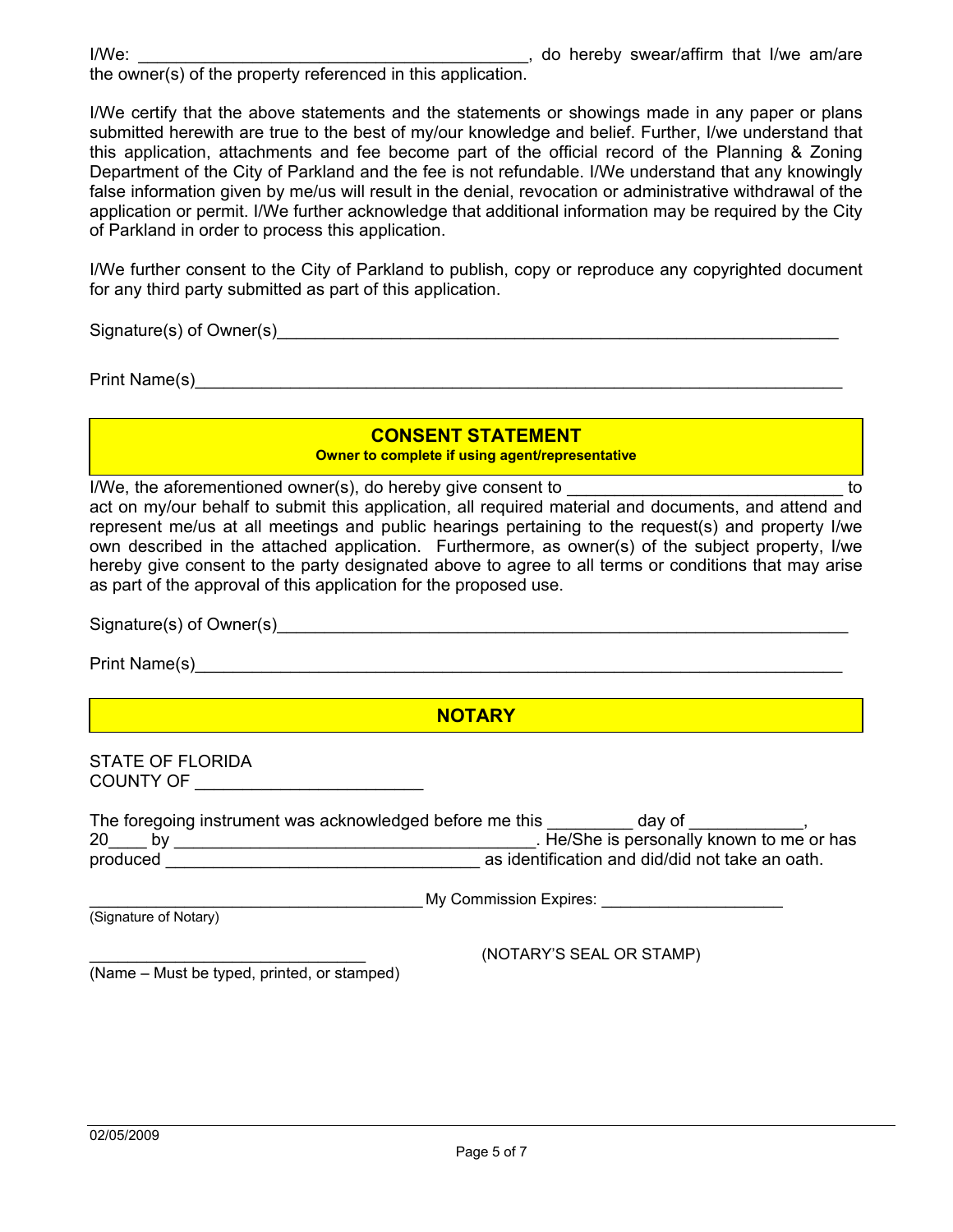I/We: ________________________________________, do hereby swear/affirm that I/we am/are the owner(s) of the property referenced in this application.

I/We certify that the above statements and the statements or showings made in any paper or plans submitted herewith are true to the best of my/our knowledge and belief. Further, I/we understand that this application, attachments and fee become part of the official record of the Planning & Zoning Department of the City of Parkland and the fee is not refundable. I/We understand that any knowingly false information given by me/us will result in the denial, revocation or administrative withdrawal of the application or permit. I/We further acknowledge that additional information may be required by the City of Parkland in order to process this application.

I/We further consent to the City of Parkland to publish, copy or reproduce any copyrighted document for any third party submitted as part of this application.

Signature(s) of Owner(s)____________________________________________________________

Print Name(s)_____________________________________________________________________

## CONSENT STATEMENT

**Owner to complete if using agent/representative**

I/We, the aforementioned owner(s), do hereby give consent to ____________________________ to act on my/our behalf to submit this application, all required material and documents, and attend and represent me/us at all meetings and public hearings pertaining to the request(s) and property I/we own described in the attached application. Furthermore, as owner(s) of the subject property, I/we hereby give consent to the party designated above to agree to all terms or conditions that may arise as part of the approval of this application for the proposed use.

Signature(s) of Owner(s)____________________________________________________________

Print Name(s)_____________________________________________________________________

## NOTARY

STATE OF FLORIDA
COUNTY OF ______________________

The foregoing instrument was acknowledged before me this _________ day of ___________, 20____ by _______________________________________. He/She is personally known to me or has produced _________________________________ as identification and did/did not take an oath.

____________________________________ My Commission Expires: ___________________
(Signature of Notary)

______________________________ (NOTARY'S SEAL OR STAMP)
(Name – Must be typed, printed, or stamped)

02/05/2009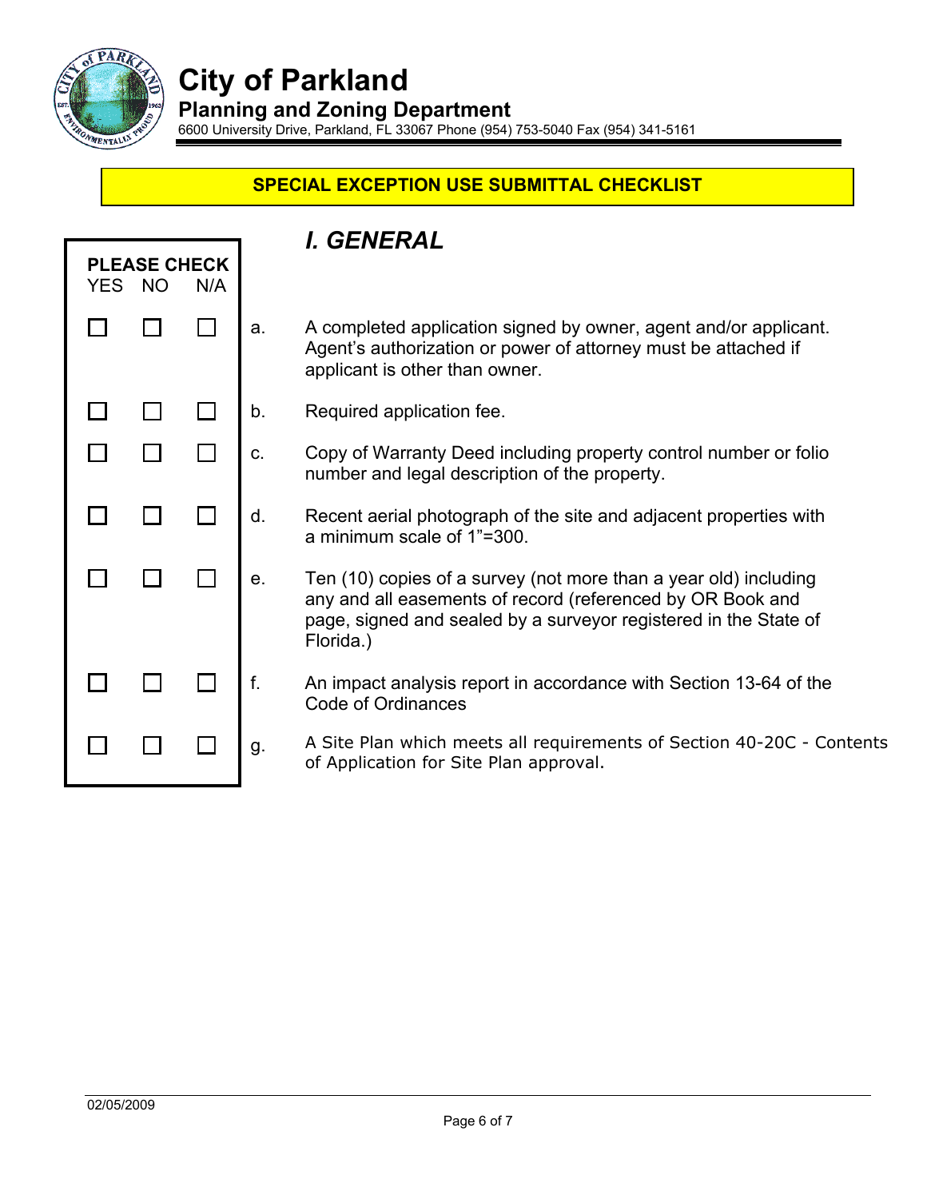# City of Parkland

## Planning and Zoning Department

6600 University Drive, Parkland, FL 33067 Phone (954) 753-5040 Fax (954) 341-5161

**SPECIAL EXCEPTION USE SUBMITTAL CHECKLIST**

## *I. GENERAL*

| PLEASE CHECK | | | | |
|---|---|---|---|---|
| YES | NO | N/A | | |
| ☐ | ☐ | ☐ | a. | A completed application signed by owner, agent and/or applicant. Agent's authorization or power of attorney must be attached if applicant is other than owner. |
| ☐ | ☐ | ☐ | b. | Required application fee. |
| ☐ | ☐ | ☐ | c. | Copy of Warranty Deed including property control number or folio number and legal description of the property. |
| ☐ | ☐ | ☐ | d. | Recent aerial photograph of the site and adjacent properties with a minimum scale of 1"=300. |
| ☐ | ☐ | ☐ | e. | Ten (10) copies of a survey (not more than a year old) including any and all easements of record (referenced by OR Book and page, signed and sealed by a surveyor registered in the State of Florida.) |
| ☐ | ☐ | ☐ | f. | An impact analysis report in accordance with Section 13-64 of the Code of Ordinances |
| ☐ | ☐ | ☐ | g. | A Site Plan which meets all requirements of Section 40-20C - Contents of Application for Site Plan approval. |

02/05/2009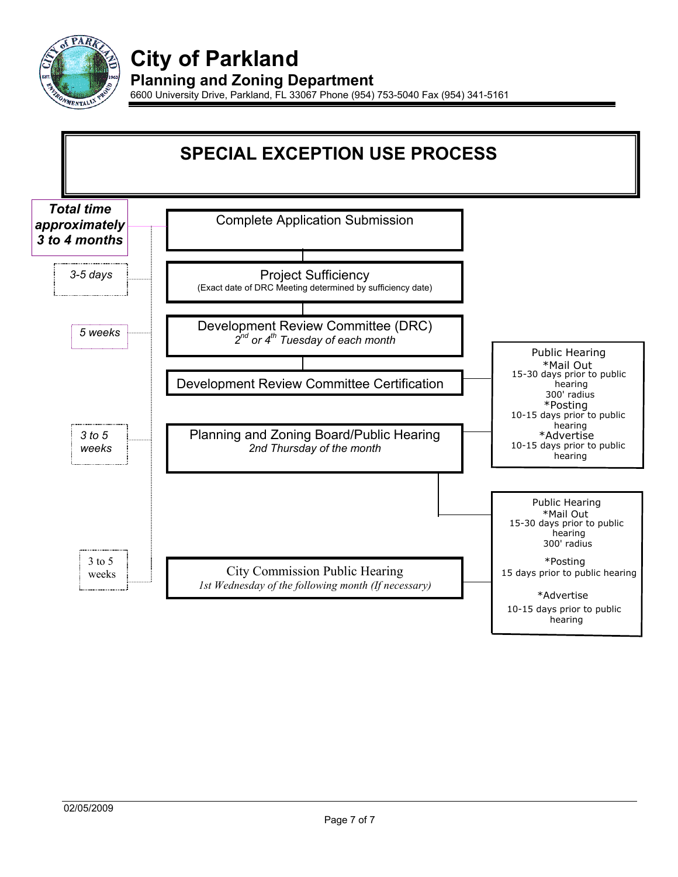# City of Parkland

## Planning and Zoning Department

6600 University Drive, Parkland, FL 33067 Phone (954) 753-5040 Fax (954) 341-5161

# SPECIAL EXCEPTION USE PROCESS

***Total time approximately 3 to 4 months***

Complete Application Submission

*3-5 days*

Project Sufficiency
(Exact date of DRC Meeting determined by sufficiency date)

*5 weeks*

Development Review Committee (DRC)
*2nd or 4th Tuesday of each month*

Development Review Committee Certification

*3 to 5 weeks*

Planning and Zoning Board/Public Hearing
*2nd Thursday of the month*

Public Hearing
*Mail Out
15-30 days prior to public hearing
300' radius
*Posting
10-15 days prior to public hearing
*Advertise
10-15 days prior to public hearing

3 to 5 weeks

City Commission Public Hearing
*1st Wednesday of the following month (If necessary)*

Public Hearing
*Mail Out
15-30 days prior to public hearing
300' radius
*Posting
15 days prior to public hearing
*Advertise
10-15 days prior to public hearing

02/05/2009